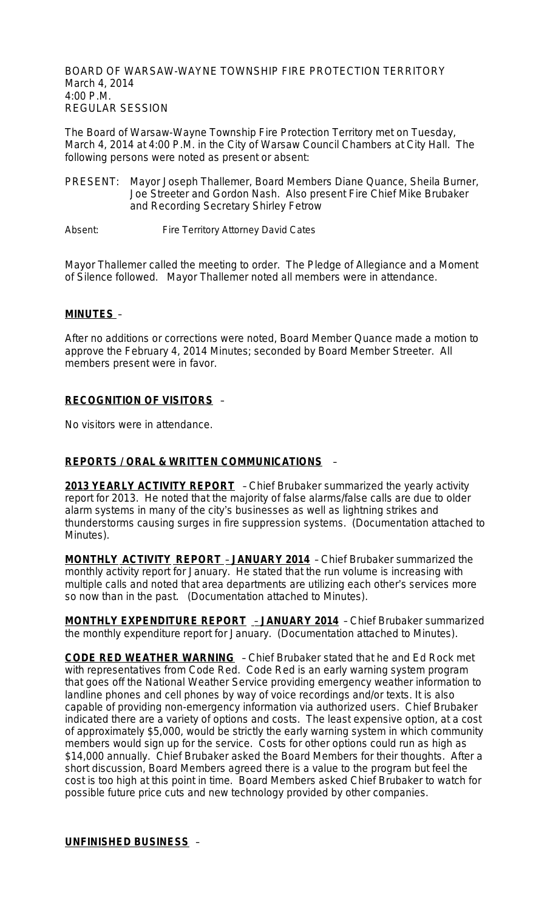BOARD OF WARSAW-WAYNE TOWNSHIP FIRE PROTECTION TERRITORY
March 4, 2014
4:00 P.M.
REGULAR SESSION

The Board of Warsaw-Wayne Township Fire Protection Territory met on Tuesday, March 4, 2014 at 4:00 P.M. in the City of Warsaw Council Chambers at City Hall. The following persons were noted as present or absent:

PRESENT: Mayor Joseph Thallemer, Board Members Diane Quance, Sheila Burner, Joe Streeter and Gordon Nash. Also present Fire Chief Mike Brubaker and Recording Secretary Shirley Fetrow

Absent: Fire Territory Attorney David Cates

Mayor Thallemer called the meeting to order. The Pledge of Allegiance and a Moment of Silence followed. Mayor Thallemer noted all members were in attendance.

**MINUTES** –

After no additions or corrections were noted, Board Member Quance made a motion to approve the February 4, 2014 Minutes; seconded by Board Member Streeter. All members present were in favor.

**RECOGNITION OF VISITORS** –

No visitors were in attendance.

**REPORTS / ORAL & WRITTEN COMMUNICATIONS** –

**2013 YEARLY ACTIVITY REPORT** – Chief Brubaker summarized the yearly activity report for 2013. He noted that the majority of false alarms/false calls are due to older alarm systems in many of the city's businesses as well as lightning strikes and thunderstorms causing surges in fire suppression systems. (Documentation attached to Minutes).

**MONTHLY ACTIVITY REPORT – JANUARY 2014** – Chief Brubaker summarized the monthly activity report for January. He stated that the run volume is increasing with multiple calls and noted that area departments are utilizing each other's services more so now than in the past. (Documentation attached to Minutes).

**MONTHLY EXPENDITURE REPORT – JANUARY 2014** – Chief Brubaker summarized the monthly expenditure report for January. (Documentation attached to Minutes).

**CODE RED WEATHER WARNING** – Chief Brubaker stated that he and Ed Rock met with representatives from Code Red. Code Red is an early warning system program that goes off the National Weather Service providing emergency weather information to landline phones and cell phones by way of voice recordings and/or texts. It is also capable of providing non-emergency information via authorized users. Chief Brubaker indicated there are a variety of options and costs. The least expensive option, at a cost of approximately $5,000, would be strictly the early warning system in which community members would sign up for the service. Costs for other options could run as high as $14,000 annually. Chief Brubaker asked the Board Members for their thoughts. After a short discussion, Board Members agreed there is a value to the program but feel the cost is too high at this point in time. Board Members asked Chief Brubaker to watch for possible future price cuts and new technology provided by other companies.

**UNFINISHED BUSINESS** –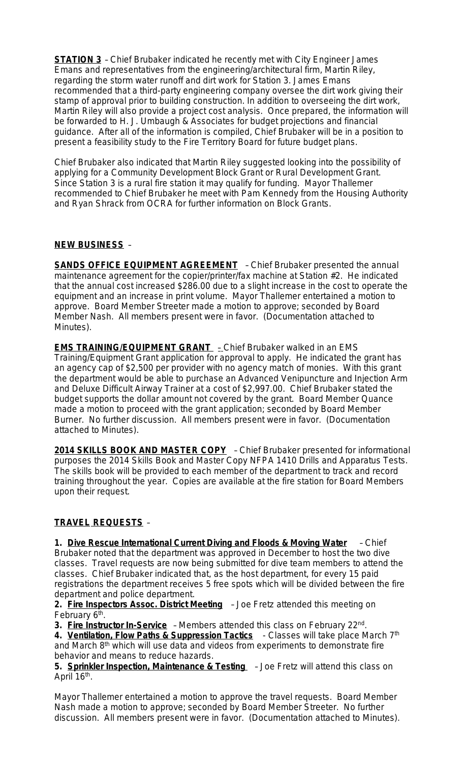**STATION 3** – Chief Brubaker indicated he recently met with City Engineer James Emans and representatives from the engineering/architectural firm, Martin Riley, regarding the storm water runoff and dirt work for Station 3. James Emans recommended that a third-party engineering company oversee the dirt work giving their stamp of approval prior to building construction. In addition to overseeing the dirt work, Martin Riley will also provide a project cost analysis. Once prepared, the information will be forwarded to H. J. Umbaugh & Associates for budget projections and financial guidance. After all of the information is compiled, Chief Brubaker will be in a position to present a feasibility study to the Fire Territory Board for future budget plans.

Chief Brubaker also indicated that Martin Riley suggested looking into the possibility of applying for a Community Development Block Grant or Rural Development Grant. Since Station 3 is a rural fire station it may qualify for funding. Mayor Thallemer recommended to Chief Brubaker he meet with Pam Kennedy from the Housing Authority and Ryan Shrack from OCRA for further information on Block Grants.

**NEW BUSINESS** –

**SANDS OFFICE EQUIPMENT AGREEMENT** – Chief Brubaker presented the annual maintenance agreement for the copier/printer/fax machine at Station #2. He indicated that the annual cost increased $286.00 due to a slight increase in the cost to operate the equipment and an increase in print volume. Mayor Thallemer entertained a motion to approve. Board Member Streeter made a motion to approve; seconded by Board Member Nash. All members present were in favor. (Documentation attached to Minutes).

**EMS TRAINING/EQUIPMENT GRANT** – Chief Brubaker walked in an EMS Training/Equipment Grant application for approval to apply. He indicated the grant has an agency cap of $2,500 per provider with no agency match of monies. With this grant the department would be able to purchase an Advanced Venipuncture and Injection Arm and Deluxe Difficult Airway Trainer at a cost of $2,997.00. Chief Brubaker stated the budget supports the dollar amount not covered by the grant. Board Member Quance made a motion to proceed with the grant application; seconded by Board Member Burner. No further discussion. All members present were in favor. (Documentation attached to Minutes).

**2014 SKILLS BOOK AND MASTER COPY** – Chief Brubaker presented for informational purposes the 2014 Skills Book and Master Copy NFPA 1410 Drills and Apparatus Tests. The skills book will be provided to each member of the department to track and record training throughout the year. Copies are available at the fire station for Board Members upon their request.

**TRAVEL REQUESTS** –

**1. Dive Rescue International Current Diving and Floods & Moving Water** – Chief Brubaker noted that the department was approved in December to host the two dive classes. Travel requests are now being submitted for dive team members to attend the classes. Chief Brubaker indicated that, as the host department, for every 15 paid registrations the department receives 5 free spots which will be divided between the fire department and police department.
**2. Fire Inspectors Assoc. District Meeting** – Joe Fretz attended this meeting on February 6th.
**3. Fire Instructor In-Service** – Members attended this class on February 22nd.
**4. Ventilation, Flow Paths & Suppression Tactics** - Classes will take place March 7th and March 8th which will use data and videos from experiments to demonstrate fire behavior and means to reduce hazards.
**5. Sprinkler Inspection, Maintenance & Testing** – Joe Fretz will attend this class on April 16th.

Mayor Thallemer entertained a motion to approve the travel requests. Board Member Nash made a motion to approve; seconded by Board Member Streeter. No further discussion. All members present were in favor. (Documentation attached to Minutes).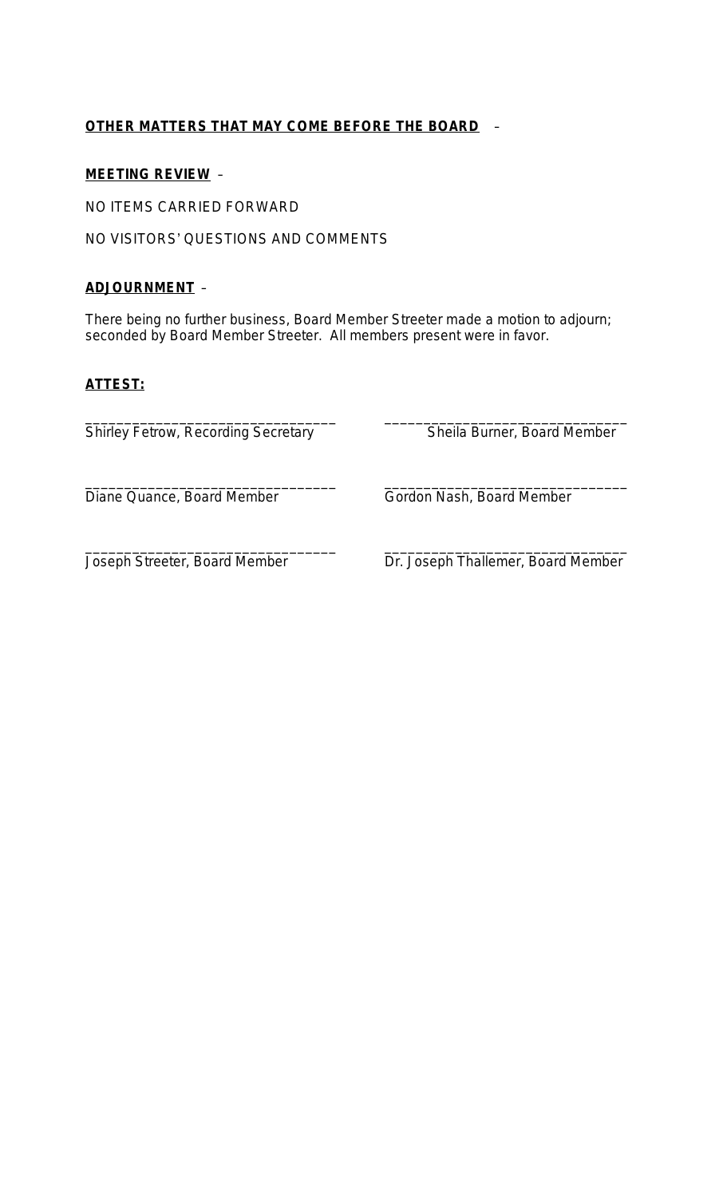**<u>OTHER MATTERS THAT MAY COME BEFORE THE BOARD</u>** –

**<u>MEETING REVIEW</u>** –

NO ITEMS CARRIED FORWARD

NO VISITORS' QUESTIONS AND COMMENTS

**<u>ADJOURNMENT</u>** –

There being no further business, Board Member Streeter made a motion to adjourn; seconded by Board Member Streeter. All members present were in favor.

**<u>ATTEST:</u>**

| | |
|---|---|
| ______________________________ | ______________________________ |
| Shirley Fetrow, Recording Secretary | Sheila Burner, Board Member |
| ______________________________ | ______________________________ |
| Diane Quance, Board Member | Gordon Nash, Board Member |
| ______________________________ | ______________________________ |
| Joseph Streeter, Board Member | Dr. Joseph Thallemer, Board Member |